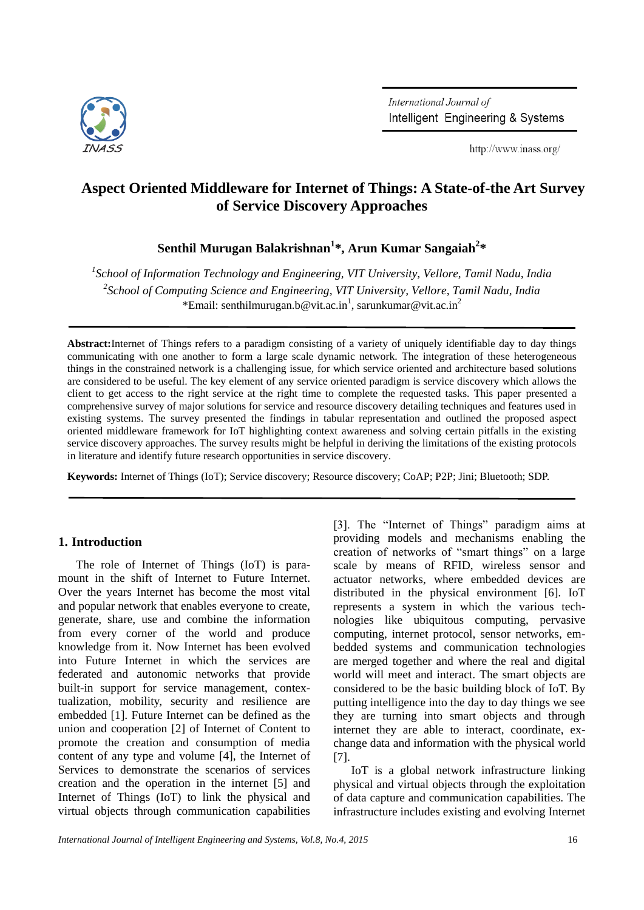# Aspect Oriented Middleware for Internet of Things: A State-of-the Art Survey of Service Discovery Approaches

**Senthil Murugan Balakrishnan[1]\*, Arun Kumar Sangaiah[2]\***

[1]*School of Information Technology and Engineering, VIT University, Vellore, Tamil Nadu, India*
[2]*School of Computing Science and Engineering, VIT University, Vellore, Tamil Nadu, India*
\*Email: senthilmurugan.b@vit.ac.in[1], sarunkumar@vit.ac.in[2]

**Abstract:** Internet of Things refers to a paradigm consisting of a variety of uniquely identifiable day to day things communicating with one another to form a large scale dynamic network. The integration of these heterogeneous things in the constrained network is a challenging issue, for which service oriented and architecture based solutions are considered to be useful. The key element of any service oriented paradigm is service discovery which allows the client to get access to the right service at the right time to complete the requested tasks. This paper presented a comprehensive survey of major solutions for service and resource discovery detailing techniques and features used in existing systems. The survey presented the findings in tabular representation and outlined the proposed aspect oriented middleware framework for IoT highlighting context awareness and solving certain pitfalls in the existing service discovery approaches. The survey results might be helpful in deriving the limitations of the existing protocols in literature and identify future research opportunities in service discovery.

**Keywords:** Internet of Things (IoT); Service discovery; Resource discovery; CoAP; P2P; Jini; Bluetooth; SDP.

## 1. Introduction

The role of Internet of Things (IoT) is paramount in the shift of Internet to Future Internet. Over the years Internet has become the most vital and popular network that enables everyone to create, generate, share, use and combine the information from every corner of the world and produce knowledge from it. Now Internet has been evolved into Future Internet in which the services are federated and autonomic networks that provide built-in support for service management, contextualization, mobility, security and resilience are embedded [1]. Future Internet can be defined as the union and cooperation [2] of Internet of Content to promote the creation and consumption of media content of any type and volume [4], the Internet of Services to demonstrate the scenarios of services creation and the operation in the internet [5] and Internet of Things (IoT) to link the physical and virtual objects through communication capabilities [3]. The "Internet of Things" paradigm aims at providing models and mechanisms enabling the creation of networks of "smart things" on a large scale by means of RFID, wireless sensor and actuator networks, where embedded devices are distributed in the physical environment [6]. IoT represents a system in which the various technologies like ubiquitous computing, pervasive computing, internet protocol, sensor networks, embedded systems and communication technologies are merged together and where the real and digital world will meet and interact. The smart objects are considered to be the basic building block of IoT. By putting intelligence into the day to day things we see they are turning into smart objects and through internet they are able to interact, coordinate, exchange data and information with the physical world [7].

IoT is a global network infrastructure linking physical and virtual objects through the exploitation of data capture and communication capabilities. The infrastructure includes existing and evolving Internet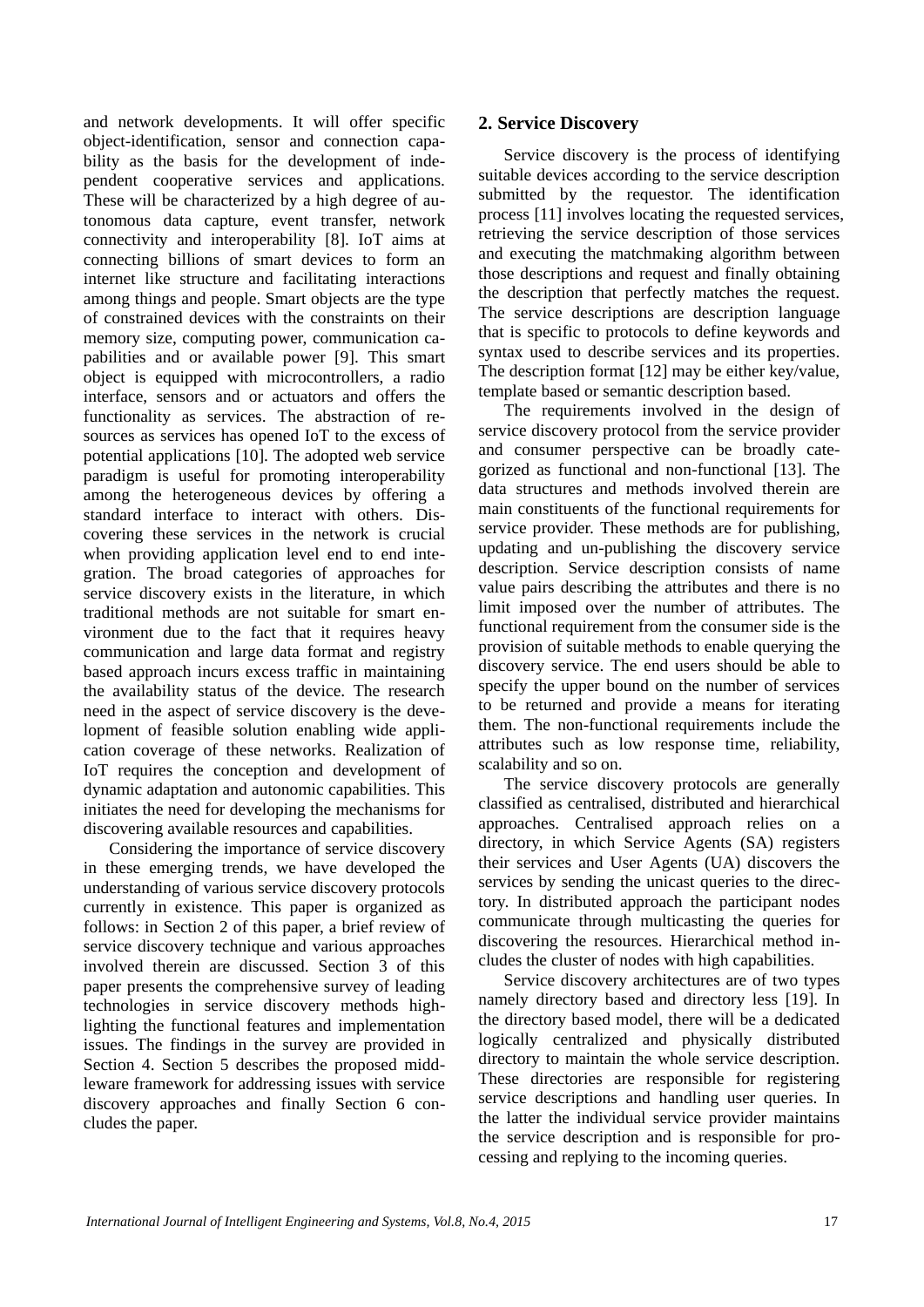and network developments. It will offer specific object-identification, sensor and connection capability as the basis for the development of independent cooperative services and applications. These will be characterized by a high degree of autonomous data capture, event transfer, network connectivity and interoperability [8]. IoT aims at connecting billions of smart devices to form an internet like structure and facilitating interactions among things and people. Smart objects are the type of constrained devices with the constraints on their memory size, computing power, communication capabilities and or available power [9]. This smart object is equipped with microcontrollers, a radio interface, sensors and or actuators and offers the functionality as services. The abstraction of resources as services has opened IoT to the excess of potential applications [10]. The adopted web service paradigm is useful for promoting interoperability among the heterogeneous devices by offering a standard interface to interact with others. Discovering these services in the network is crucial when providing application level end to end integration. The broad categories of approaches for service discovery exists in the literature, in which traditional methods are not suitable for smart environment due to the fact that it requires heavy communication and large data format and registry based approach incurs excess traffic in maintaining the availability status of the device. The research need in the aspect of service discovery is the development of feasible solution enabling wide application coverage of these networks. Realization of IoT requires the conception and development of dynamic adaptation and autonomic capabilities. This initiates the need for developing the mechanisms for discovering available resources and capabilities.

Considering the importance of service discovery in these emerging trends, we have developed the understanding of various service discovery protocols currently in existence. This paper is organized as follows: in Section 2 of this paper, a brief review of service discovery technique and various approaches involved therein are discussed. Section 3 of this paper presents the comprehensive survey of leading technologies in service discovery methods highlighting the functional features and implementation issues. The findings in the survey are provided in Section 4. Section 5 describes the proposed middleware framework for addressing issues with service discovery approaches and finally Section 6 concludes the paper.

## 2. Service Discovery

Service discovery is the process of identifying suitable devices according to the service description submitted by the requestor. The identification process [11] involves locating the requested services, retrieving the service description of those services and executing the matchmaking algorithm between those descriptions and request and finally obtaining the description that perfectly matches the request. The service descriptions are description language that is specific to protocols to define keywords and syntax used to describe services and its properties. The description format [12] may be either key/value, template based or semantic description based.

The requirements involved in the design of service discovery protocol from the service provider and consumer perspective can be broadly categorized as functional and non-functional [13]. The data structures and methods involved therein are main constituents of the functional requirements for service provider. These methods are for publishing, updating and un-publishing the discovery service description. Service description consists of name value pairs describing the attributes and there is no limit imposed over the number of attributes. The functional requirement from the consumer side is the provision of suitable methods to enable querying the discovery service. The end users should be able to specify the upper bound on the number of services to be returned and provide a means for iterating them. The non-functional requirements include the attributes such as low response time, reliability, scalability and so on.

The service discovery protocols are generally classified as centralised, distributed and hierarchical approaches. Centralised approach relies on a directory, in which Service Agents (SA) registers their services and User Agents (UA) discovers the services by sending the unicast queries to the directory. In distributed approach the participant nodes communicate through multicasting the queries for discovering the resources. Hierarchical method includes the cluster of nodes with high capabilities.

Service discovery architectures are of two types namely directory based and directory less [19]. In the directory based model, there will be a dedicated logically centralized and physically distributed directory to maintain the whole service description. These directories are responsible for registering service descriptions and handling user queries. In the latter the individual service provider maintains the service description and is responsible for processing and replying to the incoming queries.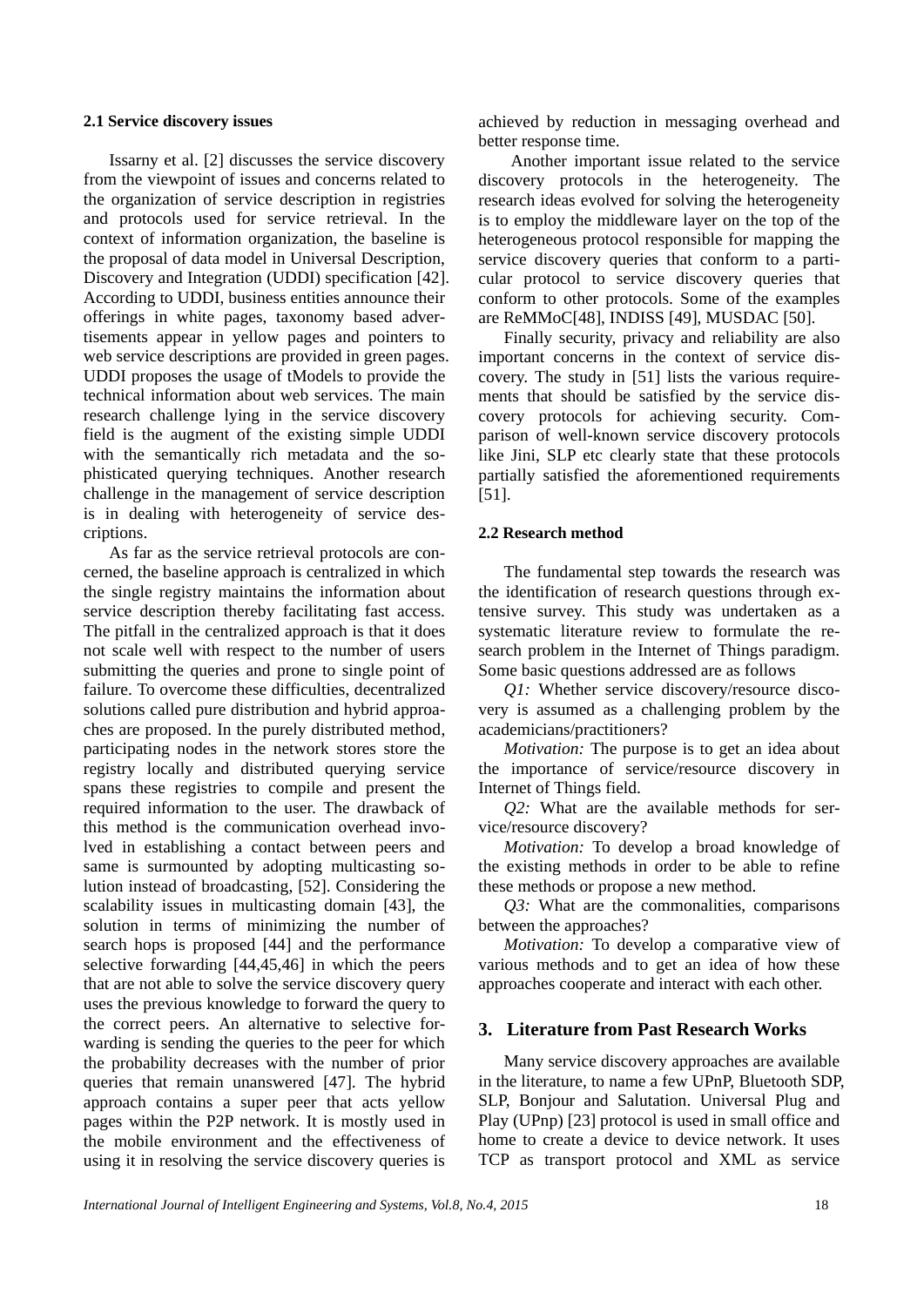### 2.1 Service discovery issues

Issarny et al. [2] discusses the service discovery from the viewpoint of issues and concerns related to the organization of service description in registries and protocols used for service retrieval. In the context of information organization, the baseline is the proposal of data model in Universal Description, Discovery and Integration (UDDI) specification [42]. According to UDDI, business entities announce their offerings in white pages, taxonomy based advertisements appear in yellow pages and pointers to web service descriptions are provided in green pages. UDDI proposes the usage of tModels to provide the technical information about web services. The main research challenge lying in the service discovery field is the augment of the existing simple UDDI with the semantically rich metadata and the sophisticated querying techniques. Another research challenge in the management of service description is in dealing with heterogeneity of service descriptions.

As far as the service retrieval protocols are concerned, the baseline approach is centralized in which the single registry maintains the information about service description thereby facilitating fast access. The pitfall in the centralized approach is that it does not scale well with respect to the number of users submitting the queries and prone to single point of failure. To overcome these difficulties, decentralized solutions called pure distribution and hybrid approaches are proposed. In the purely distributed method, participating nodes in the network stores store the registry locally and distributed querying service spans these registries to compile and present the required information to the user. The drawback of this method is the communication overhead involved in establishing a contact between peers and same is surmounted by adopting multicasting solution instead of broadcasting, [52]. Considering the scalability issues in multicasting domain [43], the solution in terms of minimizing the number of search hops is proposed [44] and the performance selective forwarding [44,45,46] in which the peers that are not able to solve the service discovery query uses the previous knowledge to forward the query to the correct peers. An alternative to selective forwarding is sending the queries to the peer for which the probability decreases with the number of prior queries that remain unanswered [47]. The hybrid approach contains a super peer that acts yellow pages within the P2P network. It is mostly used in the mobile environment and the effectiveness of using it in resolving the service discovery queries is achieved by reduction in messaging overhead and better response time.

Another important issue related to the service discovery protocols in the heterogeneity. The research ideas evolved for solving the heterogeneity is to employ the middleware layer on the top of the heterogeneous protocol responsible for mapping the service discovery queries that conform to a particular protocol to service discovery queries that conform to other protocols. Some of the examples are ReMMoC[48], INDISS [49], MUSDAC [50].

Finally security, privacy and reliability are also important concerns in the context of service discovery. The study in [51] lists the various requirements that should be satisfied by the service discovery protocols for achieving security. Comparison of well-known service discovery protocols like Jini, SLP etc clearly state that these protocols partially satisfied the aforementioned requirements [51].

### 2.2 Research method

The fundamental step towards the research was the identification of research questions through extensive survey. This study was undertaken as a systematic literature review to formulate the research problem in the Internet of Things paradigm. Some basic questions addressed are as follows

*Q1:* Whether service discovery/resource discovery is assumed as a challenging problem by the academicians/practitioners?

*Motivation:* The purpose is to get an idea about the importance of service/resource discovery in Internet of Things field.

*Q2:* What are the available methods for service/resource discovery?

*Motivation:* To develop a broad knowledge of the existing methods in order to be able to refine these methods or propose a new method.

*Q3:* What are the commonalities, comparisons between the approaches?

*Motivation:* To develop a comparative view of various methods and to get an idea of how these approaches cooperate and interact with each other.

## 3. Literature from Past Research Works

Many service discovery approaches are available in the literature, to name a few UPnP, Bluetooth SDP, SLP, Bonjour and Salutation. Universal Plug and Play (UPnp) [23] protocol is used in small office and home to create a device to device network. It uses TCP as transport protocol and XML as service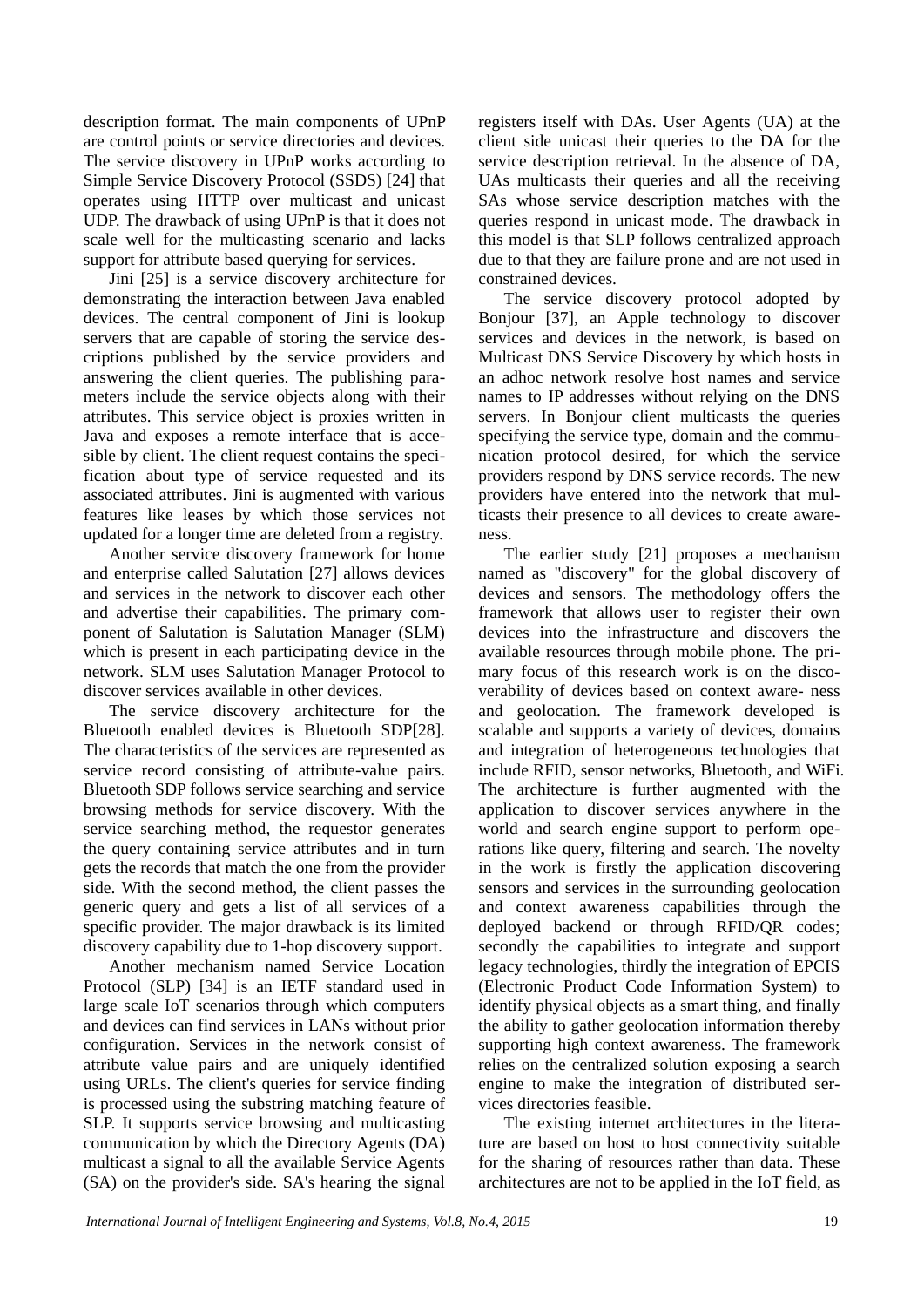description format. The main components of UPnP are control points or service directories and devices. The service discovery in UPnP works according to Simple Service Discovery Protocol (SSDS) [24] that operates using HTTP over multicast and unicast UDP. The drawback of using UPnP is that it does not scale well for the multicasting scenario and lacks support for attribute based querying for services.

Jini [25] is a service discovery architecture for demonstrating the interaction between Java enabled devices. The central component of Jini is lookup servers that are capable of storing the service descriptions published by the service providers and answering the client queries. The publishing parameters include the service objects along with their attributes. This service object is proxies written in Java and exposes a remote interface that is accesible by client. The client request contains the specification about type of service requested and its associated attributes. Jini is augmented with various features like leases by which those services not updated for a longer time are deleted from a registry.

Another service discovery framework for home and enterprise called Salutation [27] allows devices and services in the network to discover each other and advertise their capabilities. The primary component of Salutation is Salutation Manager (SLM) which is present in each participating device in the network. SLM uses Salutation Manager Protocol to discover services available in other devices.

The service discovery architecture for the Bluetooth enabled devices is Bluetooth SDP[28]. The characteristics of the services are represented as service record consisting of attribute-value pairs. Bluetooth SDP follows service searching and service browsing methods for service discovery. With the service searching method, the requestor generates the query containing service attributes and in turn gets the records that match the one from the provider side. With the second method, the client passes the generic query and gets a list of all services of a specific provider. The major drawback is its limited discovery capability due to 1-hop discovery support.

Another mechanism named Service Location Protocol (SLP) [34] is an IETF standard used in large scale IoT scenarios through which computers and devices can find services in LANs without prior configuration. Services in the network consist of attribute value pairs and are uniquely identified using URLs. The client's queries for service finding is processed using the substring matching feature of SLP. It supports service browsing and multicasting communication by which the Directory Agents (DA) multicast a signal to all the available Service Agents (SA) on the provider's side. SA's hearing the signal registers itself with DAs. User Agents (UA) at the client side unicast their queries to the DA for the service description retrieval. In the absence of DA, UAs multicasts their queries and all the receiving SAs whose service description matches with the queries respond in unicast mode. The drawback in this model is that SLP follows centralized approach due to that they are failure prone and are not used in constrained devices.

The service discovery protocol adopted by Bonjour [37], an Apple technology to discover services and devices in the network, is based on Multicast DNS Service Discovery by which hosts in an adhoc network resolve host names and service names to IP addresses without relying on the DNS servers. In Bonjour client multicasts the queries specifying the service type, domain and the communication protocol desired, for which the service providers respond by DNS service records. The new providers have entered into the network that multicasts their presence to all devices to create awareness.

The earlier study [21] proposes a mechanism named as "discovery" for the global discovery of devices and sensors. The methodology offers the framework that allows user to register their own devices into the infrastructure and discovers the available resources through mobile phone. The primary focus of this research work is on the discoverability of devices based on context aware- ness and geolocation. The framework developed is scalable and supports a variety of devices, domains and integration of heterogeneous technologies that include RFID, sensor networks, Bluetooth, and WiFi. The architecture is further augmented with the application to discover services anywhere in the world and search engine support to perform operations like query, filtering and search. The novelty in the work is firstly the application discovering sensors and services in the surrounding geolocation and context awareness capabilities through the deployed backend or through RFID/QR codes; secondly the capabilities to integrate and support legacy technologies, thirdly the integration of EPCIS (Electronic Product Code Information System) to identify physical objects as a smart thing, and finally the ability to gather geolocation information thereby supporting high context awareness. The framework relies on the centralized solution exposing a search engine to make the integration of distributed services directories feasible.

The existing internet architectures in the literature are based on host to host connectivity suitable for the sharing of resources rather than data. These architectures are not to be applied in the IoT field, as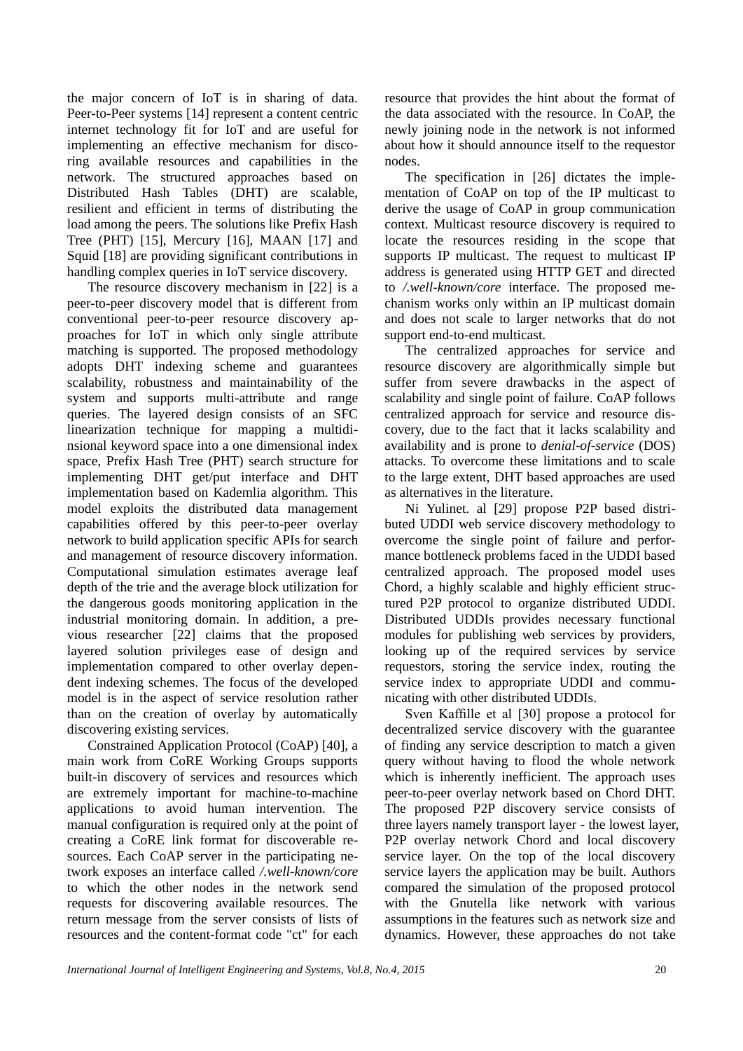the major concern of IoT is in sharing of data. Peer-to-Peer systems [14] represent a content centric internet technology fit for IoT and are useful for implementing an effective mechanism for discoring available resources and capabilities in the network. The structured approaches based on Distributed Hash Tables (DHT) are scalable, resilient and efficient in terms of distributing the load among the peers. The solutions like Prefix Hash Tree (PHT) [15], Mercury [16], MAAN [17] and Squid [18] are providing significant contributions in handling complex queries in IoT service discovery.

The resource discovery mechanism in [22] is a peer-to-peer discovery model that is different from conventional peer-to-peer resource discovery approaches for IoT in which only single attribute matching is supported. The proposed methodology adopts DHT indexing scheme and guarantees scalability, robustness and maintainability of the system and supports multi-attribute and range queries. The layered design consists of an SFC linearization technique for mapping a multidinsional keyword space into a one dimensional index space, Prefix Hash Tree (PHT) search structure for implementing DHT get/put interface and DHT implementation based on Kademlia algorithm. This model exploits the distributed data management capabilities offered by this peer-to-peer overlay network to build application specific APIs for search and management of resource discovery information. Computational simulation estimates average leaf depth of the trie and the average block utilization for the dangerous goods monitoring application in the industrial monitoring domain. In addition, a previous researcher [22] claims that the proposed layered solution privileges ease of design and implementation compared to other overlay dependent indexing schemes. The focus of the developed model is in the aspect of service resolution rather than on the creation of overlay by automatically discovering existing services.

Constrained Application Protocol (CoAP) [40], a main work from CoRE Working Groups supports built-in discovery of services and resources which are extremely important for machine-to-machine applications to avoid human intervention. The manual configuration is required only at the point of creating a CoRE link format for discoverable resources. Each CoAP server in the participating network exposes an interface called */.well-known/core* to which the other nodes in the network send requests for discovering available resources. The return message from the server consists of lists of resources and the content-format code "ct" for each resource that provides the hint about the format of the data associated with the resource. In CoAP, the newly joining node in the network is not informed about how it should announce itself to the requestor nodes.

The specification in [26] dictates the implementation of CoAP on top of the IP multicast to derive the usage of CoAP in group communication context. Multicast resource discovery is required to locate the resources residing in the scope that supports IP multicast. The request to multicast IP address is generated using HTTP GET and directed to */.well-known/core* interface. The proposed mechanism works only within an IP multicast domain and does not scale to larger networks that do not support end-to-end multicast.

The centralized approaches for service and resource discovery are algorithmically simple but suffer from severe drawbacks in the aspect of scalability and single point of failure. CoAP follows centralized approach for service and resource discovery, due to the fact that it lacks scalability and availability and is prone to *denial-of-service* (DOS) attacks. To overcome these limitations and to scale to the large extent, DHT based approaches are used as alternatives in the literature.

Ni Yulinet. al [29] propose P2P based distributed UDDI web service discovery methodology to overcome the single point of failure and performance bottleneck problems faced in the UDDI based centralized approach. The proposed model uses Chord, a highly scalable and highly efficient structured P2P protocol to organize distributed UDDI. Distributed UDDIs provides necessary functional modules for publishing web services by providers, looking up of the required services by service requestors, storing the service index, routing the service index to appropriate UDDI and communicating with other distributed UDDIs.

Sven Kaffille et al [30] propose a protocol for decentralized service discovery with the guarantee of finding any service description to match a given query without having to flood the whole network which is inherently inefficient. The approach uses peer-to-peer overlay network based on Chord DHT. The proposed P2P discovery service consists of three layers namely transport layer - the lowest layer, P2P overlay network Chord and local discovery service layer. On the top of the local discovery service layers the application may be built. Authors compared the simulation of the proposed protocol with the Gnutella like network with various assumptions in the features such as network size and dynamics. However, these approaches do not take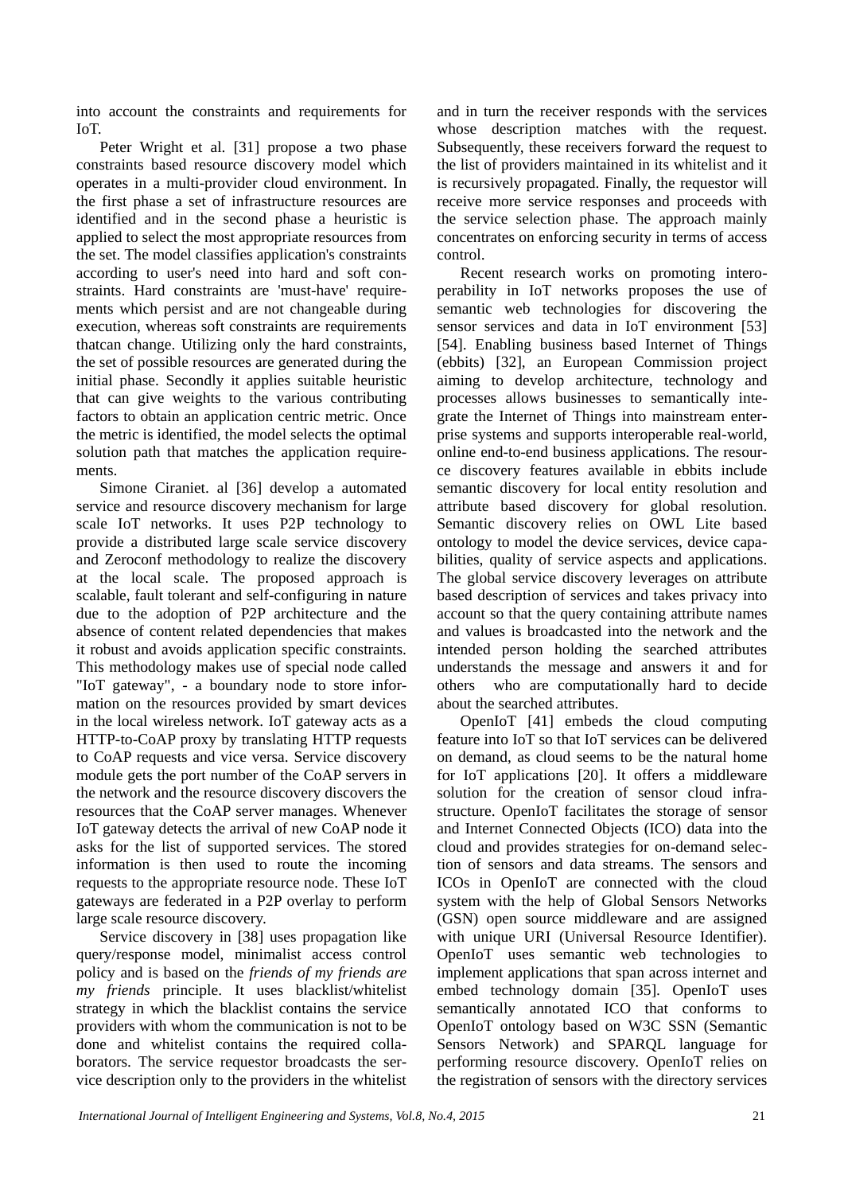into account the constraints and requirements for IoT.

Peter Wright et al. [31] propose a two phase constraints based resource discovery model which operates in a multi-provider cloud environment. In the first phase a set of infrastructure resources are identified and in the second phase a heuristic is applied to select the most appropriate resources from the set. The model classifies application's constraints according to user's need into hard and soft constraints. Hard constraints are 'must-have' requirements which persist and are not changeable during execution, whereas soft constraints are requirements thatcan change. Utilizing only the hard constraints, the set of possible resources are generated during the initial phase. Secondly it applies suitable heuristic that can give weights to the various contributing factors to obtain an application centric metric. Once the metric is identified, the model selects the optimal solution path that matches the application requirements.

Simone Ciraniet. al [36] develop a automated service and resource discovery mechanism for large scale IoT networks. It uses P2P technology to provide a distributed large scale service discovery and Zeroconf methodology to realize the discovery at the local scale. The proposed approach is scalable, fault tolerant and self-configuring in nature due to the adoption of P2P architecture and the absence of content related dependencies that makes it robust and avoids application specific constraints. This methodology makes use of special node called "IoT gateway", - a boundary node to store information on the resources provided by smart devices in the local wireless network. IoT gateway acts as a HTTP-to-CoAP proxy by translating HTTP requests to CoAP requests and vice versa. Service discovery module gets the port number of the CoAP servers in the network and the resource discovery discovers the resources that the CoAP server manages. Whenever IoT gateway detects the arrival of new CoAP node it asks for the list of supported services. The stored information is then used to route the incoming requests to the appropriate resource node. These IoT gateways are federated in a P2P overlay to perform large scale resource discovery.

Service discovery in [38] uses propagation like query/response model, minimalist access control policy and is based on the *friends of my friends are my friends* principle. It uses blacklist/whitelist strategy in which the blacklist contains the service providers with whom the communication is not to be done and whitelist contains the required collaborators. The service requestor broadcasts the service description only to the providers in the whitelist and in turn the receiver responds with the services whose description matches with the request. Subsequently, these receivers forward the request to the list of providers maintained in its whitelist and it is recursively propagated. Finally, the requestor will receive more service responses and proceeds with the service selection phase. The approach mainly concentrates on enforcing security in terms of access control.

Recent research works on promoting interoperability in IoT networks proposes the use of semantic web technologies for discovering the sensor services and data in IoT environment [53] [54]. Enabling business based Internet of Things (ebbits) [32], an European Commission project aiming to develop architecture, technology and processes allows businesses to semantically integrate the Internet of Things into mainstream enterprise systems and supports interoperable real-world, online end-to-end business applications. The resource discovery features available in ebbits include semantic discovery for local entity resolution and attribute based discovery for global resolution. Semantic discovery relies on OWL Lite based ontology to model the device services, device capabilities, quality of service aspects and applications. The global service discovery leverages on attribute based description of services and takes privacy into account so that the query containing attribute names and values is broadcasted into the network and the intended person holding the searched attributes understands the message and answers it and for others who are computationally hard to decide about the searched attributes.

OpenIoT [41] embeds the cloud computing feature into IoT so that IoT services can be delivered on demand, as cloud seems to be the natural home for IoT applications [20]. It offers a middleware solution for the creation of sensor cloud infrastructure. OpenIoT facilitates the storage of sensor and Internet Connected Objects (ICO) data into the cloud and provides strategies for on-demand selection of sensors and data streams. The sensors and ICOs in OpenIoT are connected with the cloud system with the help of Global Sensors Networks (GSN) open source middleware and are assigned with unique URI (Universal Resource Identifier). OpenIoT uses semantic web technologies to implement applications that span across internet and embed technology domain [35]. OpenIoT uses semantically annotated ICO that conforms to OpenIoT ontology based on W3C SSN (Semantic Sensors Network) and SPARQL language for performing resource discovery. OpenIoT relies on the registration of sensors with the directory services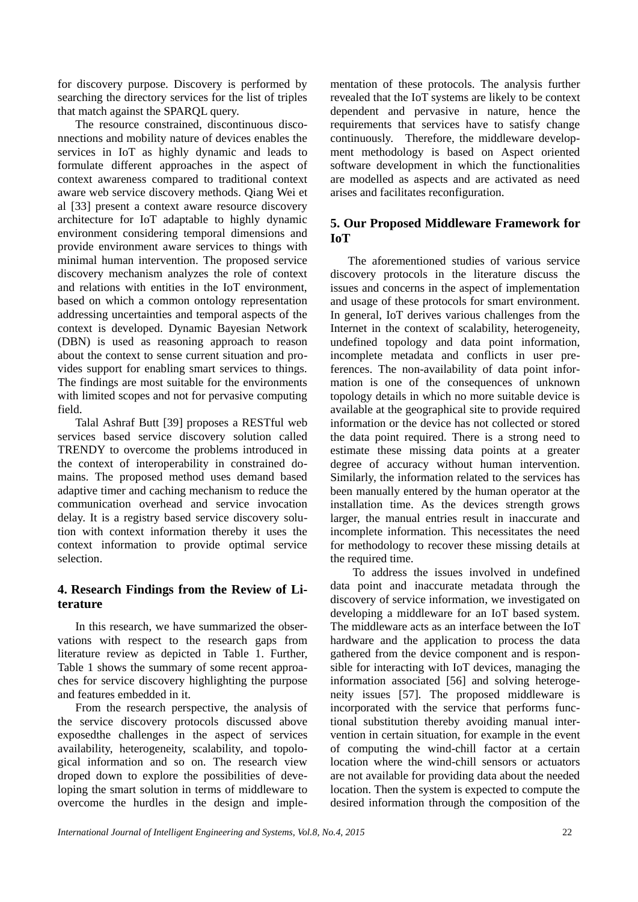for discovery purpose. Discovery is performed by searching the directory services for the list of triples that match against the SPARQL query.

The resource constrained, discontinuous disconnections and mobility nature of devices enables the services in IoT as highly dynamic and leads to formulate different approaches in the aspect of context awareness compared to traditional context aware web service discovery methods. Qiang Wei et al [33] present a context aware resource discovery architecture for IoT adaptable to highly dynamic environment considering temporal dimensions and provide environment aware services to things with minimal human intervention. The proposed service discovery mechanism analyzes the role of context and relations with entities in the IoT environment, based on which a common ontology representation addressing uncertainties and temporal aspects of the context is developed. Dynamic Bayesian Network (DBN) is used as reasoning approach to reason about the context to sense current situation and provides support for enabling smart services to things. The findings are most suitable for the environments with limited scopes and not for pervasive computing field.

Talal Ashraf Butt [39] proposes a RESTful web services based service discovery solution called TRENDY to overcome the problems introduced in the context of interoperability in constrained domains. The proposed method uses demand based adaptive timer and caching mechanism to reduce the communication overhead and service invocation delay. It is a registry based service discovery solution with context information thereby it uses the context information to provide optimal service selection.

## 4. Research Findings from the Review of Literature

In this research, we have summarized the observations with respect to the research gaps from literature review as depicted in Table 1. Further, Table 1 shows the summary of some recent approaches for service discovery highlighting the purpose and features embedded in it.

From the research perspective, the analysis of the service discovery protocols discussed above exposedthe challenges in the aspect of services availability, heterogeneity, scalability, and topological information and so on. The research view droped down to explore the possibilities of developing the smart solution in terms of middleware to overcome the hurdles in the design and implementation of these protocols. The analysis further revealed that the IoT systems are likely to be context dependent and pervasive in nature, hence the requirements that services have to satisfy change continuously. Therefore, the middleware development methodology is based on Aspect oriented software development in which the functionalities are modelled as aspects and are activated as need arises and facilitates reconfiguration.

## 5. Our Proposed Middleware Framework for IoT

The aforementioned studies of various service discovery protocols in the literature discuss the issues and concerns in the aspect of implementation and usage of these protocols for smart environment. In general, IoT derives various challenges from the Internet in the context of scalability, heterogeneity, undefined topology and data point information, incomplete metadata and conflicts in user preferences. The non-availability of data point information is one of the consequences of unknown topology details in which no more suitable device is available at the geographical site to provide required information or the device has not collected or stored the data point required. There is a strong need to estimate these missing data points at a greater degree of accuracy without human intervention. Similarly, the information related to the services has been manually entered by the human operator at the installation time. As the devices strength grows larger, the manual entries result in inaccurate and incomplete information. This necessitates the need for methodology to recover these missing details at the required time.

To address the issues involved in undefined data point and inaccurate metadata through the discovery of service information, we investigated on developing a middleware for an IoT based system. The middleware acts as an interface between the IoT hardware and the application to process the data gathered from the device component and is responsible for interacting with IoT devices, managing the information associated [56] and solving heterogeneity issues [57]. The proposed middleware is incorporated with the service that performs functional substitution thereby avoiding manual intervention in certain situation, for example in the event of computing the wind-chill factor at a certain location where the wind-chill sensors or actuators are not available for providing data about the needed location. Then the system is expected to compute the desired information through the composition of the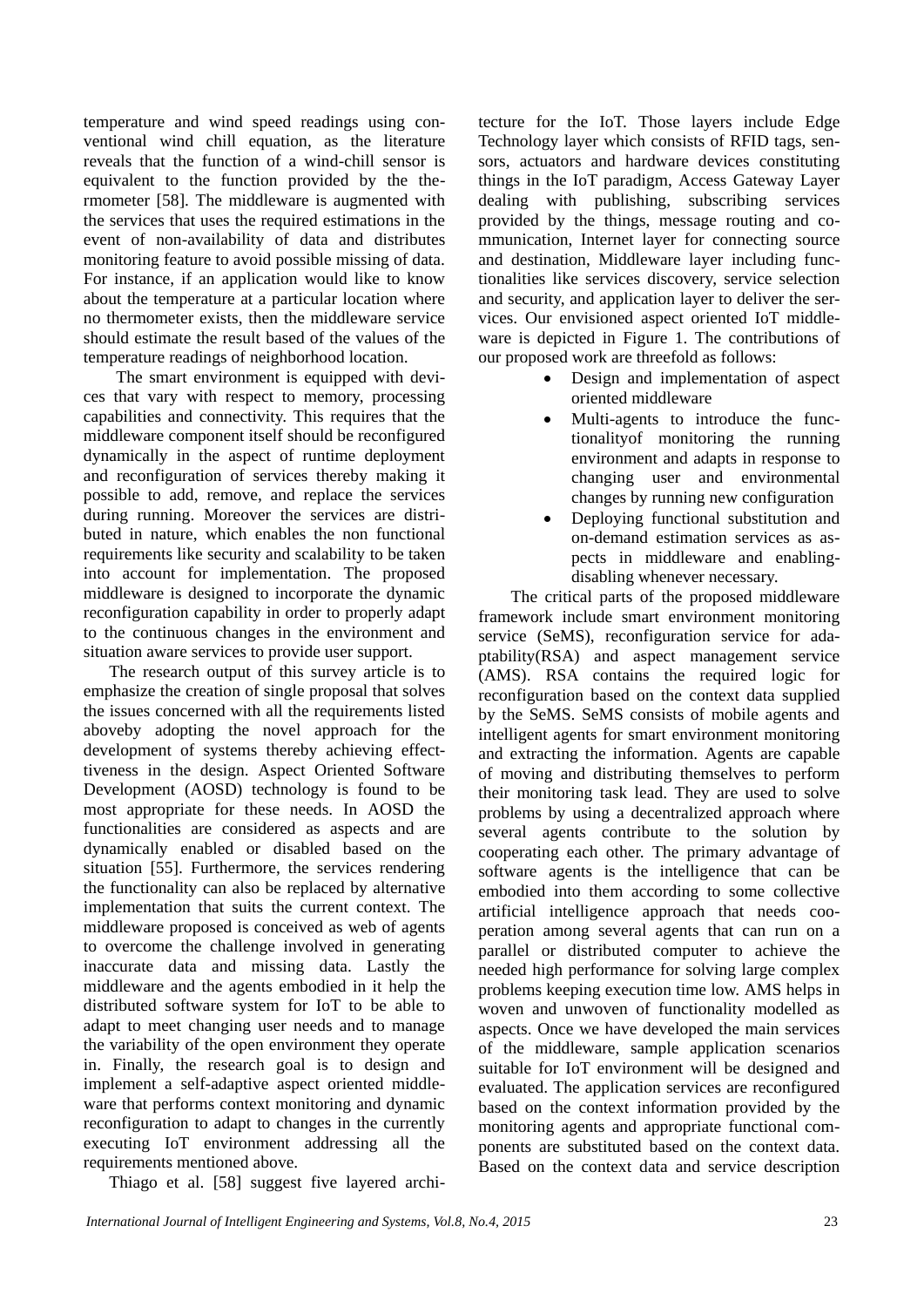temperature and wind speed readings using conventional wind chill equation, as the literature reveals that the function of a wind-chill sensor is equivalent to the function provided by the thermometer [58]. The middleware is augmented with the services that uses the required estimations in the event of non-availability of data and distributes monitoring feature to avoid possible missing of data. For instance, if an application would like to know about the temperature at a particular location where no thermometer exists, then the middleware service should estimate the result based of the values of the temperature readings of neighborhood location.

The smart environment is equipped with devices that vary with respect to memory, processing capabilities and connectivity. This requires that the middleware component itself should be reconfigured dynamically in the aspect of runtime deployment and reconfiguration of services thereby making it possible to add, remove, and replace the services during running. Moreover the services are distributed in nature, which enables the non functional requirements like security and scalability to be taken into account for implementation. The proposed middleware is designed to incorporate the dynamic reconfiguration capability in order to properly adapt to the continuous changes in the environment and situation aware services to provide user support.

The research output of this survey article is to emphasize the creation of single proposal that solves the issues concerned with all the requirements listed aboveby adopting the novel approach for the development of systems thereby achieving effecttiveness in the design. Aspect Oriented Software Development (AOSD) technology is found to be most appropriate for these needs. In AOSD the functionalities are considered as aspects and are dynamically enabled or disabled based on the situation [55]. Furthermore, the services rendering the functionality can also be replaced by alternative implementation that suits the current context. The middleware proposed is conceived as web of agents to overcome the challenge involved in generating inaccurate data and missing data. Lastly the middleware and the agents embodied in it help the distributed software system for IoT to be able to adapt to meet changing user needs and to manage the variability of the open environment they operate in. Finally, the research goal is to design and implement a self-adaptive aspect oriented middleware that performs context monitoring and dynamic reconfiguration to adapt to changes in the currently executing IoT environment addressing all the requirements mentioned above.

Thiago et al. [58] suggest five layered architecture for the IoT. Those layers include Edge Technology layer which consists of RFID tags, sensors, actuators and hardware devices constituting things in the IoT paradigm, Access Gateway Layer dealing with publishing, subscribing services provided by the things, message routing and communication, Internet layer for connecting source and destination, Middleware layer including functionalities like services discovery, service selection and security, and application layer to deliver the services. Our envisioned aspect oriented IoT middleware is depicted in Figure 1. The contributions of our proposed work are threefold as follows:

- Design and implementation of aspect oriented middleware
- Multi-agents to introduce the functionalityof monitoring the running environment and adapts in response to changing user and environmental changes by running new configuration
- Deploying functional substitution and on-demand estimation services as aspects in middleware and enabling-disabling whenever necessary.

The critical parts of the proposed middleware framework include smart environment monitoring service (SeMS), reconfiguration service for adaptability(RSA) and aspect management service (AMS). RSA contains the required logic for reconfiguration based on the context data supplied by the SeMS. SeMS consists of mobile agents and intelligent agents for smart environment monitoring and extracting the information. Agents are capable of moving and distributing themselves to perform their monitoring task lead. They are used to solve problems by using a decentralized approach where several agents contribute to the solution by cooperating each other. The primary advantage of software agents is the intelligence that can be embodied into them according to some collective artificial intelligence approach that needs cooperation among several agents that can run on a parallel or distributed computer to achieve the needed high performance for solving large complex problems keeping execution time low. AMS helps in woven and unwoven of functionality modelled as aspects. Once we have developed the main services of the middleware, sample application scenarios suitable for IoT environment will be designed and evaluated. The application services are reconfigured based on the context information provided by the monitoring agents and appropriate functional components are substituted based on the context data. Based on the context data and service description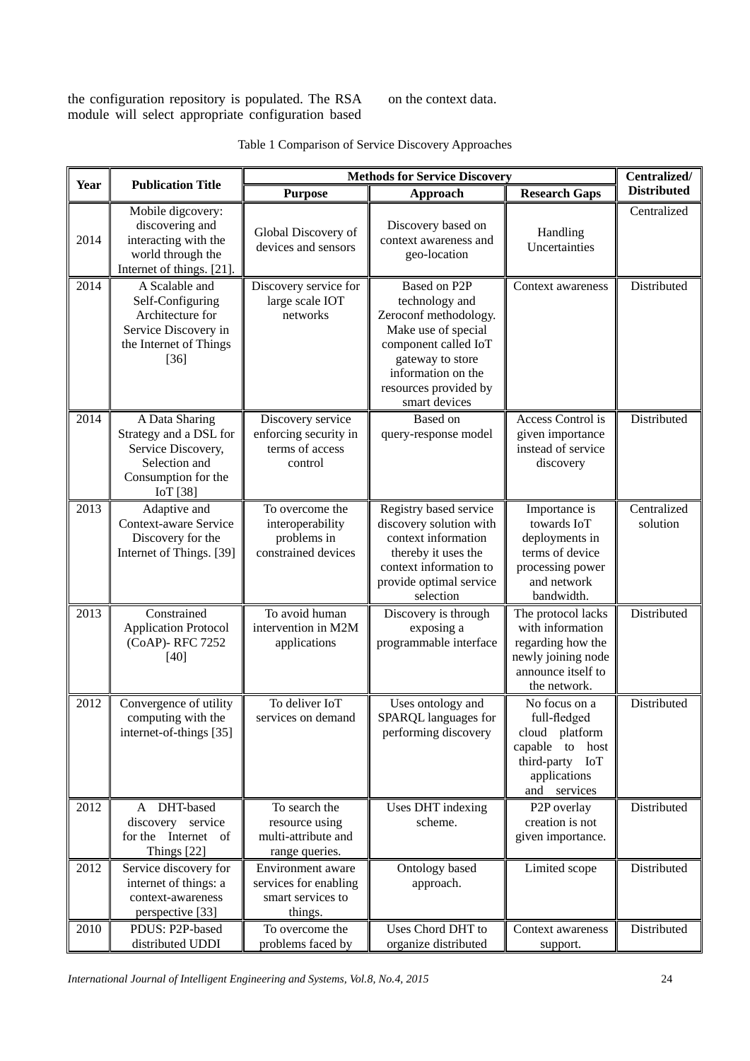the configuration repository is populated. The RSA module will select appropriate configuration based on the context data.

Table 1 Comparison of Service Discovery Approaches

| Year | Publication Title | Methods for Service Discovery | | | Centralized/ Distributed |
|---|---|---|---|---|---|
| | | Purpose | Approach | Research Gaps | |
| 2014 | Mobile digcovery: discovering and interacting with the world through the Internet of things. [21]. | Global Discovery of devices and sensors | Discovery based on context awareness and geo-location | Handling Uncertainties | Centralized |
| 2014 | A Scalable and Self-Configuring Architecture for Service Discovery in the Internet of Things [36] | Discovery service for large scale IOT networks | Based on P2P technology and Zeroconf methodology. Make use of special component called IoT gateway to store information on the resources provided by smart devices | Context awareness | Distributed |
| 2014 | A Data Sharing Strategy and a DSL for Service Discovery, Selection and Consumption for the IoT [38] | Discovery service enforcing security in terms of access control | Based on query-response model | Access Control is given importance instead of service discovery | Distributed |
| 2013 | Adaptive and Context-aware Service Discovery for the Internet of Things. [39] | To overcome the interoperability problems in constrained devices | Registry based service discovery solution with context information thereby it uses the context information to provide optimal service selection | Importance is towards IoT deployments in terms of device processing power and network bandwidth. | Centralized solution |
| 2013 | Constrained Application Protocol (CoAP)- RFC 7252 [40] | To avoid human intervention in M2M applications | Discovery is through exposing a programmable interface | The protocol lacks with information regarding how the newly joining node announce itself to the network. | Distributed |
| 2012 | Convergence of utility computing with the internet-of-things [35] | To deliver IoT services on demand | Uses ontology and SPARQL languages for performing discovery | No focus on a full-fledged cloud platform capable to host third-party IoT applications and services | Distributed |
| 2012 | A DHT-based discovery service for the Internet of Things [22] | To search the resource using multi-attribute and range queries. | Uses DHT indexing scheme. | P2P overlay creation is not given importance. | Distributed |
| 2012 | Service discovery for internet of things: a context-awareness perspective [33] | Environment aware services for enabling smart services to things. | Ontology based approach. | Limited scope | Distributed |
| 2010 | PDUS: P2P-based distributed UDDI | To overcome the problems faced by | Uses Chord DHT to organize distributed | Context awareness support. | Distributed |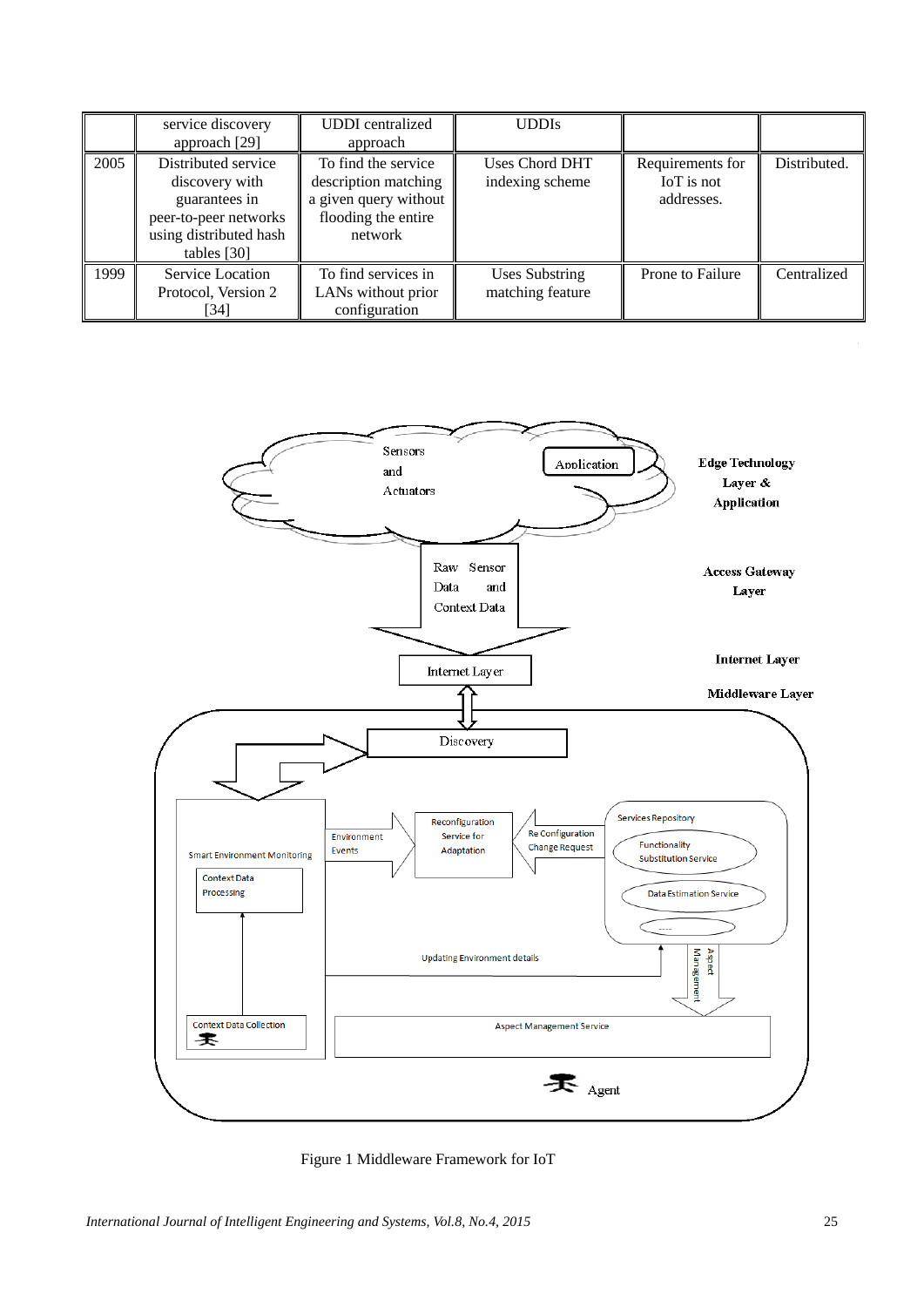|  | service discovery approach [29] | UDDI centralized approach | UDDIs |  |  |
|---|---|---|---|---|---|
| 2005 | Distributed service discovery with guarantees in peer-to-peer networks using distributed hash tables [30] | To find the service description matching a given query without flooding the entire network | Uses Chord DHT indexing scheme | Requirements for IoT is not addresses. | Distributed. |
| 1999 | Service Location Protocol, Version 2 [34] | To find services in LANs without prior configuration | Uses Substring matching feature | Prone to Failure | Centralized |

Figure 1 Middleware Framework for IoT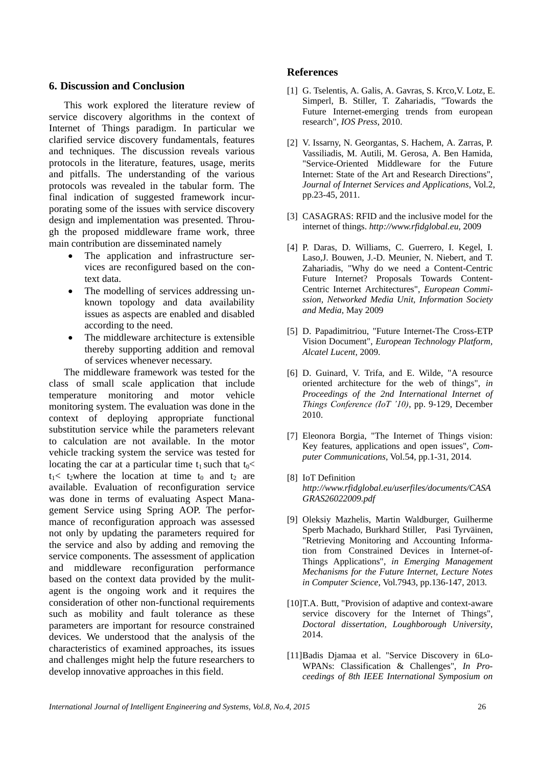## 6. Discussion and Conclusion

This work explored the literature review of service discovery algorithms in the context of Internet of Things paradigm. In particular we clarified service discovery fundamentals, features and techniques. The discussion reveals various protocols in the literature, features, usage, merits and pitfalls. The understanding of the various protocols was revealed in the tabular form. The final indication of suggested framework incurporating some of the issues with service discovery design and implementation was presented. Through the proposed middleware frame work, three main contribution are disseminated namely

- The application and infrastructure services are reconfigured based on the context data.
- The modelling of services addressing unknown topology and data availability issues as aspects are enabled and disabled according to the need.
- The middleware architecture is extensible thereby supporting addition and removal of services whenever necessary.

The middleware framework was tested for the class of small scale application that include temperature monitoring and motor vehicle monitoring system. The evaluation was done in the context of deploying appropriate functional substitution service while the parameters relevant to calculation are not available. In the motor vehicle tracking system the service was tested for locating the car at a particular time $t_1$ such that $t_0 < t_1 < t_2$ where the location at time $t_0$ and $t_2$ are available. Evaluation of reconfiguration service was done in terms of evaluating Aspect Management Service using Spring AOP. The performance of reconfiguration approach was assessed not only by updating the parameters required for the service and also by adding and removing the service components. The assessment of application and middleware reconfiguration performance based on the context data provided by the mulitagent is the ongoing work and it requires the consideration of other non-functional requirements such as mobility and fault tolerance as these parameters are important for resource constrained devices. We understood that the analysis of the characteristics of examined approaches, its issues and challenges might help the future researchers to develop innovative approaches in this field.

## References

[1] G. Tselentis, A. Galis, A. Gavras, S. Krco, V. Lotz, E. Simperl, B. Stiller, T. Zahariadis, "Towards the Future Internet-emerging trends from european research", *IOS Press*, 2010.

[2] V. Issarny, N. Georgantas, S. Hachem, A. Zarras, P. Vassiliadis, M. Autili, M. Gerosa, A. Ben Hamida, "Service-Oriented Middleware for the Future Internet: State of the Art and Research Directions", *Journal of Internet Services and Applications*, Vol.2, pp.23-45, 2011.

[3] CASAGRAS: RFID and the inclusive model for the internet of things. *http://www.rfidglobal.eu*, 2009

[4] P. Daras, D. Williams, C. Guerrero, I. Kegel, I. Laso, J. Bouwen, J.-D. Meunier, N. Niebert, and T. Zahariadis, "Why do we need a Content-Centric Future Internet? Proposals Towards Content-Centric Internet Architectures", *European Commission, Networked Media Unit, Information Society and Media*, May 2009

[5] D. Papadimitriou, "Future Internet-The Cross-ETP Vision Document", *European Technology Platform, Alcatel Lucent*, 2009.

[6] D. Guinard, V. Trifa, and E. Wilde, "A resource oriented architecture for the web of things", *in Proceedings of the 2nd International Internet of Things Conference (IoT '10)*, pp. 9-129, December 2010.

[7] Eleonora Borgia, "The Internet of Things vision: Key features, applications and open issues", *Computer Communications*, Vol.54, pp.1-31, 2014.

[8] IoT Definition *http://www.rfidglobal.eu/userfiles/documents/CASAGRAS26022009.pdf*

[9] Oleksiy Mazhelis, Martin Waldburger, Guilherme Sperb Machado, Burkhard Stiller, Pasi Tyrväinen, "Retrieving Monitoring and Accounting Information from Constrained Devices in Internet-of-Things Applications", *in Emerging Management Mechanisms for the Future Internet, Lecture Notes in Computer Science*, Vol.7943, pp.136-147, 2013.

[10] T.A. Butt, "Provision of adaptive and context-aware service discovery for the Internet of Things", *Doctoral dissertation, Loughborough University*, 2014.

[11] Badis Djamaa et al. "Service Discovery in 6LoWPANs: Classification & Challenges", *In Proceedings of 8th IEEE International Symposium on*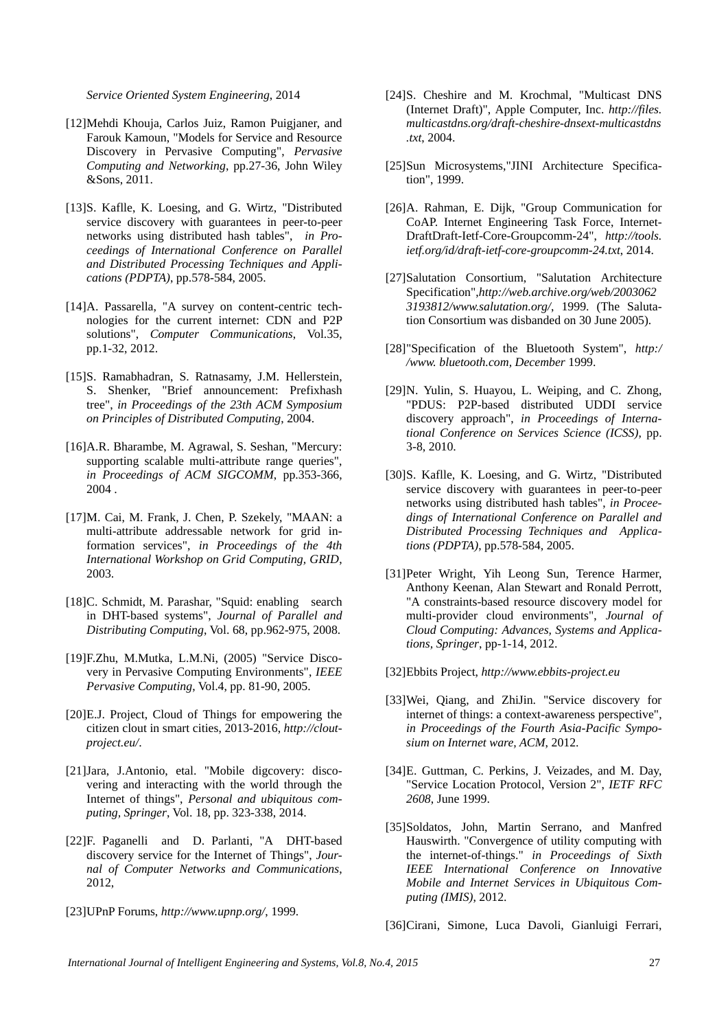*Service Oriented System Engineering*, 2014

[12]Mehdi Khouja, Carlos Juiz, Ramon Puigjaner, and Farouk Kamoun, "Models for Service and Resource Discovery in Pervasive Computing", *Pervasive Computing and Networking*, pp.27-36, John Wiley &Sons, 2011.

[13]S. Kaflle, K. Loesing, and G. Wirtz, "Distributed service discovery with guarantees in peer-to-peer networks using distributed hash tables", *in Proceedings of International Conference on Parallel and Distributed Processing Techniques and Applications (PDPTA)*, pp.578-584, 2005.

[14]A. Passarella, "A survey on content-centric technologies for the current internet: CDN and P2P solutions", *Computer Communications*, Vol.35, pp.1-32, 2012.

[15]S. Ramabhadran, S. Ratnasamy, J.M. Hellerstein, S. Shenker, "Brief announcement: Prefixhash tree", *in Proceedings of the 23th ACM Symposium on Principles of Distributed Computing*, 2004.

[16]A.R. Bharambe, M. Agrawal, S. Seshan, "Mercury: supporting scalable multi-attribute range queries", *in Proceedings of ACM SIGCOMM*, pp.353-366, 2004 .

[17]M. Cai, M. Frank, J. Chen, P. Szekely, "MAAN: a multi-attribute addressable network for grid information services", *in Proceedings of the 4th International Workshop on Grid Computing, GRID*, 2003.

[18]C. Schmidt, M. Parashar, "Squid: enabling search in DHT-based systems", *Journal of Parallel and Distributing Computing*, Vol. 68, pp.962-975, 2008.

[19]F.Zhu, M.Mutka, L.M.Ni, (2005) "Service Discovery in Pervasive Computing Environments", *IEEE Pervasive Computing*, Vol.4, pp. 81-90, 2005.

[20]E.J. Project, Cloud of Things for empowering the citizen clout in smart cities, 2013-2016, *http://clout-project.eu/*.

[21]Jara, J.Antonio, etal. "Mobile digcovery: discovering and interacting with the world through the Internet of things", *Personal and ubiquitous computing, Springer*, Vol. 18, pp. 323-338, 2014.

[22]F. Paganelli and D. Parlanti, "A DHT-based discovery service for the Internet of Things", *Journal of Computer Networks and Communications*, 2012,

[23]UPnP Forums, *http://www.upnp.org/*, 1999.

[24]S. Cheshire and M. Krochmal, "Multicast DNS (Internet Draft)", Apple Computer, Inc. *http://files.multicastdns.org/draft-cheshire-dnsext-multicastdns.txt*, 2004.

[25]Sun Microsystems,"JINI Architecture Specification", 1999.

[26]A. Rahman, E. Dijk, "Group Communication for CoAP. Internet Engineering Task Force, Internet-DraftDraft-Ietf-Core-Groupcomm-24", *http://tools.ietf.org/id/draft-ietf-core-groupcomm-24.txt*, 2014.

[27]Salutation Consortium, "Salutation Architecture Specification",*http://web.archive.org/web/20030623193812/www.salutation.org/*, 1999. (The Salutation Consortium was disbanded on 30 June 2005).

[28]"Specification of the Bluetooth System", *http://www. bluetooth.com, December* 1999.

[29]N. Yulin, S. Huayou, L. Weiping, and C. Zhong, "PDUS: P2P-based distributed UDDI service discovery approach", *in Proceedings of International Conference on Services Science (ICSS)*, pp. 3-8, 2010.

[30]S. Kaflle, K. Loesing, and G. Wirtz, "Distributed service discovery with guarantees in peer-to-peer networks using distributed hash tables", *in Proceedings of International Conference on Parallel and Distributed Processing Techniques and Applications (PDPTA)*, pp.578-584, 2005.

[31]Peter Wright, Yih Leong Sun, Terence Harmer, Anthony Keenan, Alan Stewart and Ronald Perrott, "A constraints-based resource discovery model for multi-provider cloud environments", *Journal of Cloud Computing: Advances, Systems and Applications, Springer*, pp-1-14, 2012.

[32]Ebbits Project, *http://www.ebbits-project.eu*

[33]Wei, Qiang, and ZhiJin. "Service discovery for internet of things: a context-awareness perspective", *in Proceedings of the Fourth Asia-Pacific Symposium on Internet ware, ACM*, 2012.

[34]E. Guttman, C. Perkins, J. Veizades, and M. Day, "Service Location Protocol, Version 2", *IETF RFC 2608*, June 1999.

[35]Soldatos, John, Martin Serrano, and Manfred Hauswirth. "Convergence of utility computing with the internet-of-things." *in Proceedings of Sixth IEEE International Conference on Innovative Mobile and Internet Services in Ubiquitous Computing (IMIS)*, 2012.

[36]Cirani, Simone, Luca Davoli, Gianluigi Ferrari,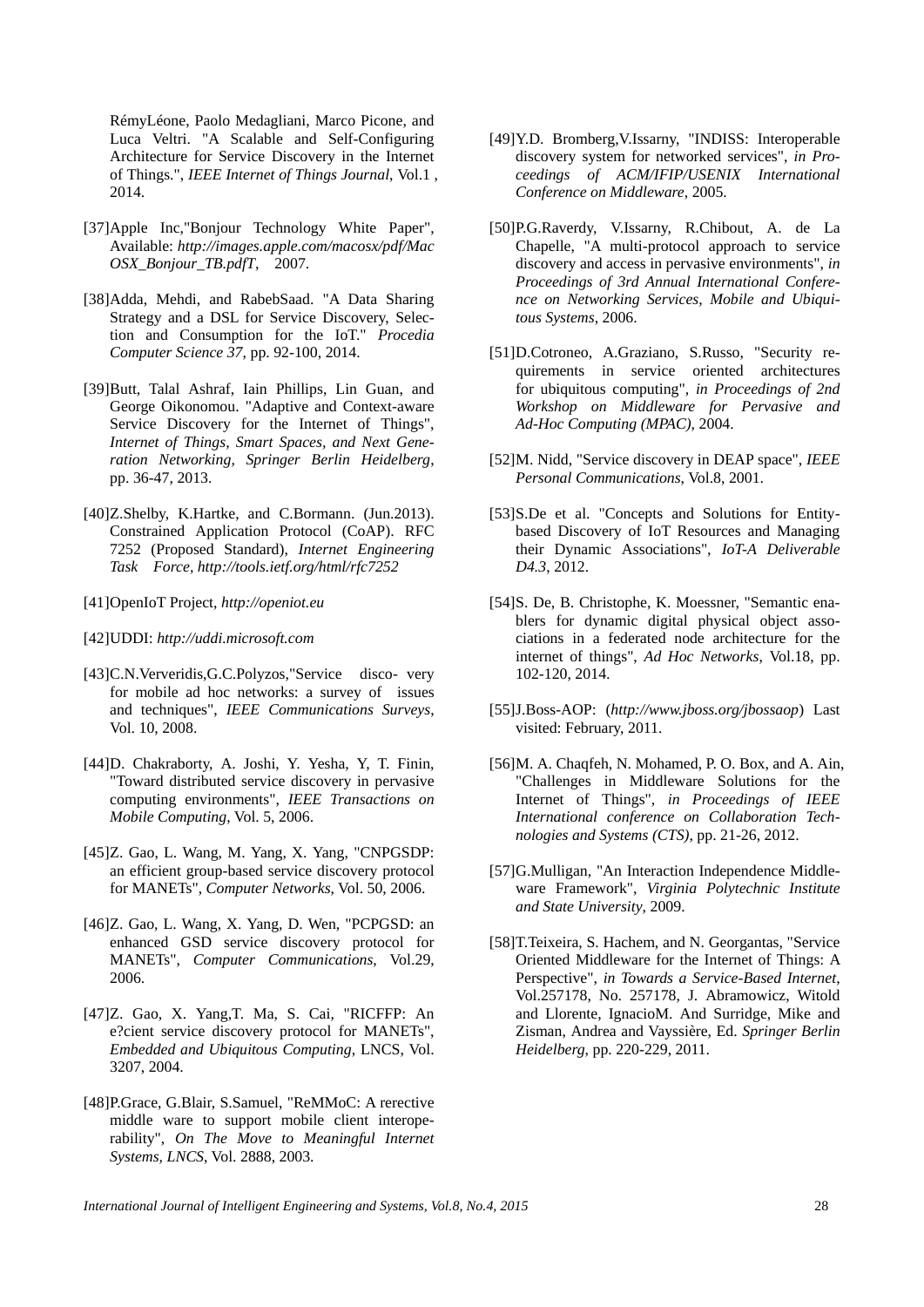RémyLéone, Paolo Medagliani, Marco Picone, and Luca Veltri. "A Scalable and Self-Configuring Architecture for Service Discovery in the Internet of Things.", *IEEE Internet of Things Journal*, Vol.1 , 2014.

[37]Apple Inc,"Bonjour Technology White Paper", Available: *http://images.apple.com/macosx/pdf/MacOSX_Bonjour_TB.pdfT*, 2007.

[38]Adda, Mehdi, and RabebSaad. "A Data Sharing Strategy and a DSL for Service Discovery, Selection and Consumption for the IoT." *Procedia Computer Science 37*, pp. 92-100, 2014.

[39]Butt, Talal Ashraf, Iain Phillips, Lin Guan, and George Oikonomou. "Adaptive and Context-aware Service Discovery for the Internet of Things", *Internet of Things, Smart Spaces, and Next Generation Networking, Springer Berlin Heidelberg*, pp. 36-47, 2013.

[40]Z.Shelby, K.Hartke, and C.Bormann. (Jun.2013). Constrained Application Protocol (CoAP). RFC 7252 (Proposed Standard), *Internet Engineering Task Force, http://tools.ietf.org/html/rfc7252*

[41]OpenIoT Project, *http://openiot.eu*

[42]UDDI: *http://uddi.microsoft.com*

[43]C.N.Ververidis,G.C.Polyzos,"Service disco- very for mobile ad hoc networks: a survey of issues and techniques", *IEEE Communications Surveys*, Vol. 10, 2008.

[44]D. Chakraborty, A. Joshi, Y. Yesha, Y, T. Finin, "Toward distributed service discovery in pervasive computing environments", *IEEE Transactions on Mobile Computing*, Vol. 5, 2006.

[45]Z. Gao, L. Wang, M. Yang, X. Yang, "CNPGSDP: an efficient group-based service discovery protocol for MANETs", *Computer Networks*, Vol. 50, 2006.

[46]Z. Gao, L. Wang, X. Yang, D. Wen, "PCPGSD: an enhanced GSD service discovery protocol for MANETs", *Computer Communications*, Vol.29, 2006.

[47]Z. Gao, X. Yang,T. Ma, S. Cai, "RICFFP: An e?cient service discovery protocol for MANETs", *Embedded and Ubiquitous Computing*, LNCS, Vol. 3207, 2004.

[48]P.Grace, G.Blair, S.Samuel, "ReMMoC: A rerective middle ware to support mobile client interoperability", *On The Move to Meaningful Internet Systems, LNCS*, Vol. 2888, 2003.

[49]Y.D. Bromberg,V.Issarny, "INDISS: Interoperable discovery system for networked services", *in Proceedings of ACM/IFIP/USENIX International Conference on Middleware*, 2005.

[50]P.G.Raverdy, V.Issarny, R.Chibout, A. de La Chapelle, "A multi-protocol approach to service discovery and access in pervasive environments", *in Proceedings of 3rd Annual International Conference on Networking Services, Mobile and Ubiquitous Systems*, 2006.

[51]D.Cotroneo, A.Graziano, S.Russo, "Security requirements in service oriented architectures for ubiquitous computing", *in Proceedings of 2nd Workshop on Middleware for Pervasive and Ad-Hoc Computing (MPAC)*, 2004.

[52]M. Nidd, "Service discovery in DEAP space", *IEEE Personal Communications*, Vol.8, 2001.

[53]S.De et al. "Concepts and Solutions for Entity-based Discovery of IoT Resources and Managing their Dynamic Associations", *IoT-A Deliverable D4.3*, 2012.

[54]S. De, B. Christophe, K. Moessner, "Semantic enablers for dynamic digital physical object associations in a federated node architecture for the internet of things", *Ad Hoc Networks*, Vol.18, pp. 102-120, 2014.

[55]J.Boss-AOP: (*http://www.jboss.org/jbossaop*) Last visited: February, 2011.

[56]M. A. Chaqfeh, N. Mohamed, P. O. Box, and A. Ain, "Challenges in Middleware Solutions for the Internet of Things", *in Proceedings of IEEE International conference on Collaboration Technologies and Systems (CTS)*, pp. 21-26, 2012.

[57]G.Mulligan, "An Interaction Independence Middleware Framework", *Virginia Polytechnic Institute and State University*, 2009.

[58]T.Teixeira, S. Hachem, and N. Georgantas, "Service Oriented Middleware for the Internet of Things: A Perspective", *in Towards a Service-Based Internet*, Vol.257178, No. 257178, J. Abramowicz, Witold and Llorente, IgnacioM. And Surridge, Mike and Zisman, Andrea and Vayssière, Ed. *Springer Berlin Heidelberg*, pp. 220-229, 2011.